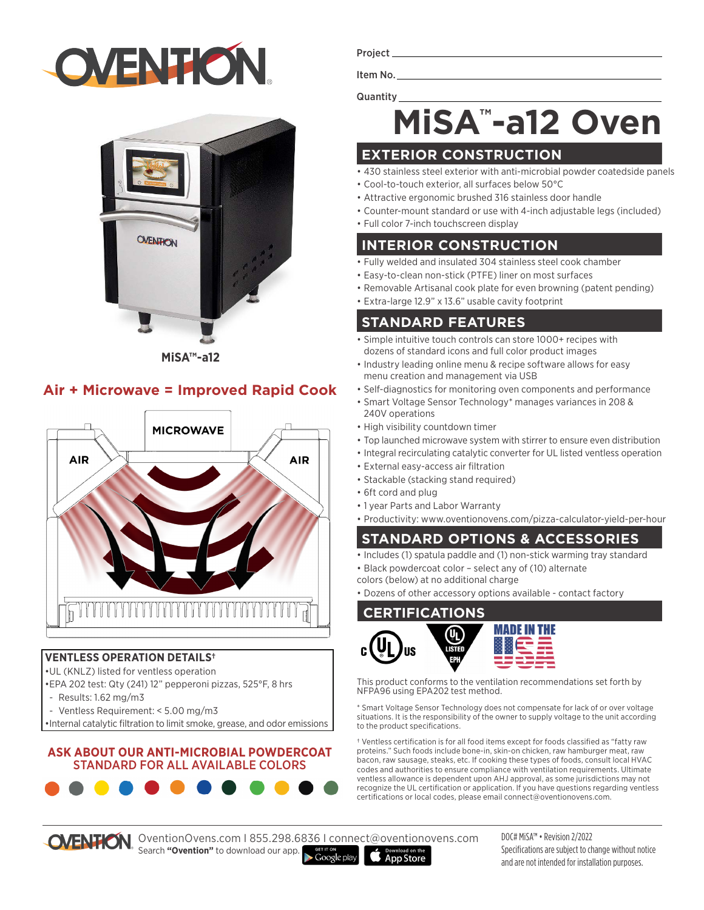Project ____________________

Item No. ____________________

Quantity ____________________

# MiSA™-a12 Oven

MiSA™-a12

## Air + Microwave = Improved Rapid Cook

MICROWAVE

AIR

AIR

### VENTLESS OPERATION DETAILS†

- UL (KNLZ) listed for ventless operation
- EPA 202 test: Qty (241) 12" pepperoni pizzas, 525°F, 8 hrs
  - Results: 1.62 mg/m3
  - Ventless Requirement: < 5.00 mg/m3
- Internal catalytic filtration to limit smoke, grease, and odor emissions

**ASK ABOUT OUR ANTI-MICROBIAL POWDERCOAT STANDARD FOR ALL AVAILABLE COLORS**

## EXTERIOR CONSTRUCTION

- 430 stainless steel exterior with anti-microbial powder coatedside panels
- Cool-to-touch exterior, all surfaces below 50°C
- Attractive ergonomic brushed 316 stainless door handle
- Counter-mount standard or use with 4-inch adjustable legs (included)
- Full color 7-inch touchscreen display

## INTERIOR CONSTRUCTION

- Fully welded and insulated 304 stainless steel cook chamber
- Easy-to-clean non-stick (PTFE) liner on most surfaces
- Removable Artisanal cook plate for even browning (patent pending)
- Extra-large 12.9" x 13.6" usable cavity footprint

## STANDARD FEATURES

- Simple intuitive touch controls can store 1000+ recipes with dozens of standard icons and full color product images
- Industry leading online menu & recipe software allows for easy menu creation and management via USB
- Self-diagnostics for monitoring oven components and performance
- Smart Voltage Sensor Technology* manages variances in 208 & 240V operations
- High visibility countdown timer
- Top launched microwave system with stirrer to ensure even distribution
- Integral recirculating catalytic converter for UL listed ventless operation
- External easy-access air filtration
- Stackable (stacking stand required)
- 6ft cord and plug
- 1 year Parts and Labor Warranty
- Productivity: www.oventionovens.com/pizza-calculator-yield-per-hour

## STANDARD OPTIONS & ACCESSORIES

- Includes (1) spatula paddle and (1) non-stick warming tray standard
- Black powdercoat color – select any of (10) alternate colors (below) at no additional charge
- Dozens of other accessory options available - contact factory

## CERTIFICATIONS

c UL us — UL LISTED EPH — MADE IN THE USA

This product conforms to the ventilation recommendations set forth by NFPA96 using EPA202 test method.

* Smart Voltage Sensor Technology does not compensate for lack of or over voltage situations. It is the responsibility of the owner to supply voltage to the unit according to the product specifications.

† Ventless certification is for all food items except for foods classified as "fatty raw proteins." Such foods include bone-in, skin-on chicken, raw hamburger meat, raw bacon, raw sausage, steaks, etc. If cooking these types of foods, consult local HVAC codes and authorities to ensure compliance with ventilation requirements. Ultimate ventless allowance is dependent upon AHJ approval, as some jurisdictions may not recognize the UL certification or application. If you have questions regarding ventless certifications or local codes, please email connect@oventionovens.com.

OventionOvens.com I 855.298.6836 I connect@oventionovens.com
Search **"Ovention"** to download our app. GET IT ON Google play | Download on the App Store

DOC# MiSA™ • Revision 2/2022
Specifications are subject to change without notice and are not intended for installation purposes.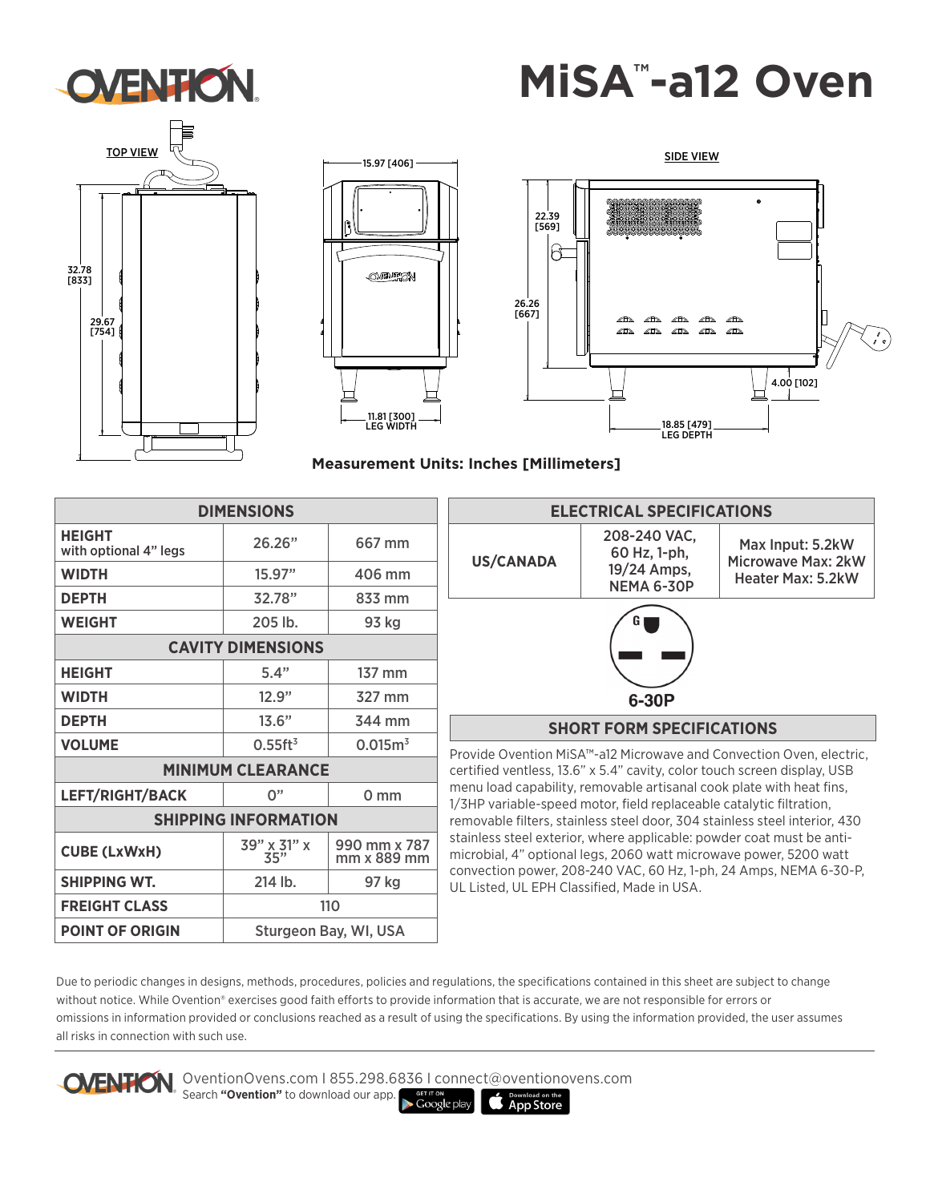# MiSA™-a12 Oven

TOP VIEW

SIDE VIEW

15.97 [406]

32.78 [833]

29.67 [754]

22.39 [569]

26.26 [667]

11.81 [300] LEG WIDTH

4.00 [102]

18.85 [479] LEG DEPTH

**Measurement Units: Inches [Millimeters]**

| DIMENSIONS | | |
|---|---|---|
| **HEIGHT** with optional 4" legs | 26.26" | 667 mm |
| **WIDTH** | 15.97" | 406 mm |
| **DEPTH** | 32.78" | 833 mm |
| **WEIGHT** | 205 lb. | 93 kg |
| **CAVITY DIMENSIONS** | | |
| **HEIGHT** | 5.4" | 137 mm |
| **WIDTH** | 12.9" | 327 mm |
| **DEPTH** | 13.6" | 344 mm |
| **VOLUME** | 0.55ft³ | 0.015m³ |
| **MINIMUM CLEARANCE** | | |
| **LEFT/RIGHT/BACK** | 0" | 0 mm |
| **SHIPPING INFORMATION** | | |
| **CUBE (LxWxH)** | 39" x 31" x 35" | 990 mm x 787 mm x 889 mm |
| **SHIPPING WT.** | 214 lb. | 97 kg |
| **FREIGHT CLASS** | 110 | |
| **POINT OF ORIGIN** | Sturgeon Bay, WI, USA | |

| ELECTRICAL SPECIFICATIONS | | |
|---|---|---|
| **US/CANADA** | 208-240 VAC, 60 Hz, 1-ph, 19/24 Amps, NEMA 6-30P | Max Input: 5.2kW<br>Microwave Max: 2kW<br>Heater Max: 5.2kW |

**6-30P**

## SHORT FORM SPECIFICATIONS

Provide Ovention MiSA™-a12 Microwave and Convection Oven, electric, certified ventless, 13.6" x 5.4" cavity, color touch screen display, USB menu load capability, removable artisanal cook plate with heat fins, 1/3HP variable-speed motor, field replaceable catalytic filtration, removable filters, stainless steel door, 304 stainless steel interior, 430 stainless steel exterior, where applicable: powder coat must be anti-microbial, 4" optional legs, 2060 watt microwave power, 5200 watt convection power, 208-240 VAC, 60 Hz, 1-ph, 24 Amps, NEMA 6-30-P, UL Listed, UL EPH Classified, Made in USA.

Due to periodic changes in designs, methods, procedures, policies and regulations, the specifications contained in this sheet are subject to change without notice. While Ovention® exercises good faith efforts to provide information that is accurate, we are not responsible for errors or omissions in information provided or conclusions reached as a result of using the specifications. By using the information provided, the user assumes all risks in connection with such use.

OventionOvens.com I 855.298.6836 I connect@oventionovens.com

Search **"Ovention"** to download our app.